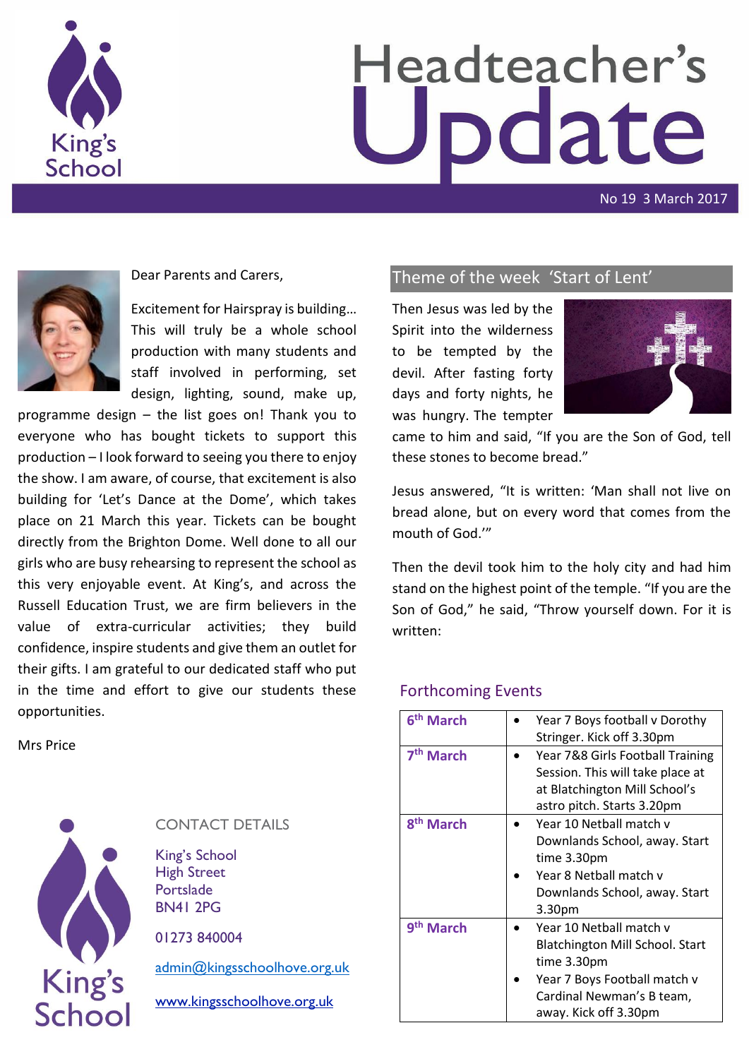# Headteacher's Update

No 19 3 March 2017

Dear Parents and Carers,

Excitement for Hairspray is building… This will truly be a whole school production with many students and staff involved in performing, set design, lighting, sound, make up, programme design – the list goes on! Thank you to everyone who has bought tickets to support this production – I look forward to seeing you there to enjoy the show. I am aware, of course, that excitement is also building for 'Let's Dance at the Dome', which takes place on 21 March this year. Tickets can be bought directly from the Brighton Dome. Well done to all our girls who are busy rehearsing to represent the school as this very enjoyable event. At King's, and across the Russell Education Trust, we are firm believers in the value of extra-curricular activities; they build confidence, inspire students and give them an outlet for their gifts. I am grateful to our dedicated staff who put in the time and effort to give our students these opportunities.

Mrs Price

## CONTACT DETAILS

King's School
High Street
Portslade
BN41 2PG

01273 840004

admin@kingsschoolhove.org.uk

www.kingsschoolhove.org.uk

## Theme of the week 'Start of Lent'

Then Jesus was led by the Spirit into the wilderness to be tempted by the devil. After fasting forty days and forty nights, he was hungry. The tempter came to him and said, "If you are the Son of God, tell these stones to become bread."

Jesus answered, "It is written: 'Man shall not live on bread alone, but on every word that comes from the mouth of God.'"

Then the devil took him to the holy city and had him stand on the highest point of the temple. "If you are the Son of God," he said, "Throw yourself down. For it is written:

## Forthcoming Events

| Date | Event |
|---|---|
| **6th March** | • Year 7 Boys football v Dorothy Stringer. Kick off 3.30pm |
| **7th March** | • Year 7&8 Girls Football Training Session. This will take place at at Blatchington Mill School's astro pitch. Starts 3.20pm |
| **8th March** | • Year 10 Netball match v Downlands School, away. Start time 3.30pm<br>• Year 8 Netball match v Downlands School, away. Start 3.30pm |
| **9th March** | • Year 10 Netball match v Blatchington Mill School. Start time 3.30pm<br>• Year 7 Boys Football match v Cardinal Newman's B team, away. Kick off 3.30pm |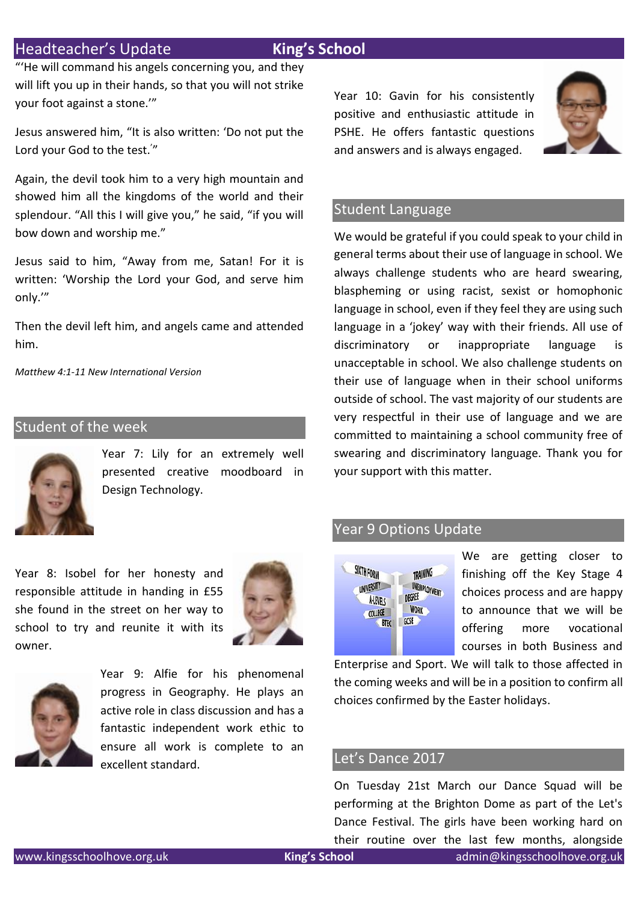## Headteacher's Update

"'He will command his angels concerning you, and they will lift you up in their hands, so that you will not strike your foot against a stone.'"

Jesus answered him, "It is also written: 'Do not put the Lord your God to the test.'"

Again, the devil took him to a very high mountain and showed him all the kingdoms of the world and their splendour. "All this I will give you," he said, "if you will bow down and worship me."

Jesus said to him, "Away from me, Satan! For it is written: 'Worship the Lord your God, and serve him only.'"

Then the devil left him, and angels came and attended him.

*Matthew 4:1-11 New International Version*

## Student of the week

Year 7: Lily for an extremely well presented creative moodboard in Design Technology.

Year 8: Isobel for her honesty and responsible attitude in handing in £55 she found in the street on her way to school to try and reunite it with its owner.

Year 9: Alfie for his phenomenal progress in Geography. He plays an active role in class discussion and has a fantastic independent work ethic to ensure all work is complete to an excellent standard.

Year 10: Gavin for his consistently positive and enthusiastic attitude in PSHE. He offers fantastic questions and answers and is always engaged.

## Student Language

We would be grateful if you could speak to your child in general terms about their use of language in school. We always challenge students who are heard swearing, blaspheming or using racist, sexist or homophonic language in school, even if they feel they are using such language in a 'jokey' way with their friends. All use of discriminatory or inappropriate language is unacceptable in school. We also challenge students on their use of language when in their school uniforms outside of school. The vast majority of our students are very respectful in their use of language and we are committed to maintaining a school community free of swearing and discriminatory language. Thank you for your support with this matter.

## Year 9 Options Update

We are getting closer to finishing off the Key Stage 4 choices process and are happy to announce that we will be offering more vocational courses in both Business and Enterprise and Sport. We will talk to those affected in the coming weeks and will be in a position to confirm all choices confirmed by the Easter holidays.

## Let's Dance 2017

On Tuesday 21st March our Dance Squad will be performing at the Brighton Dome as part of the Let's Dance Festival. The girls have been working hard on their routine over the last few months, alongside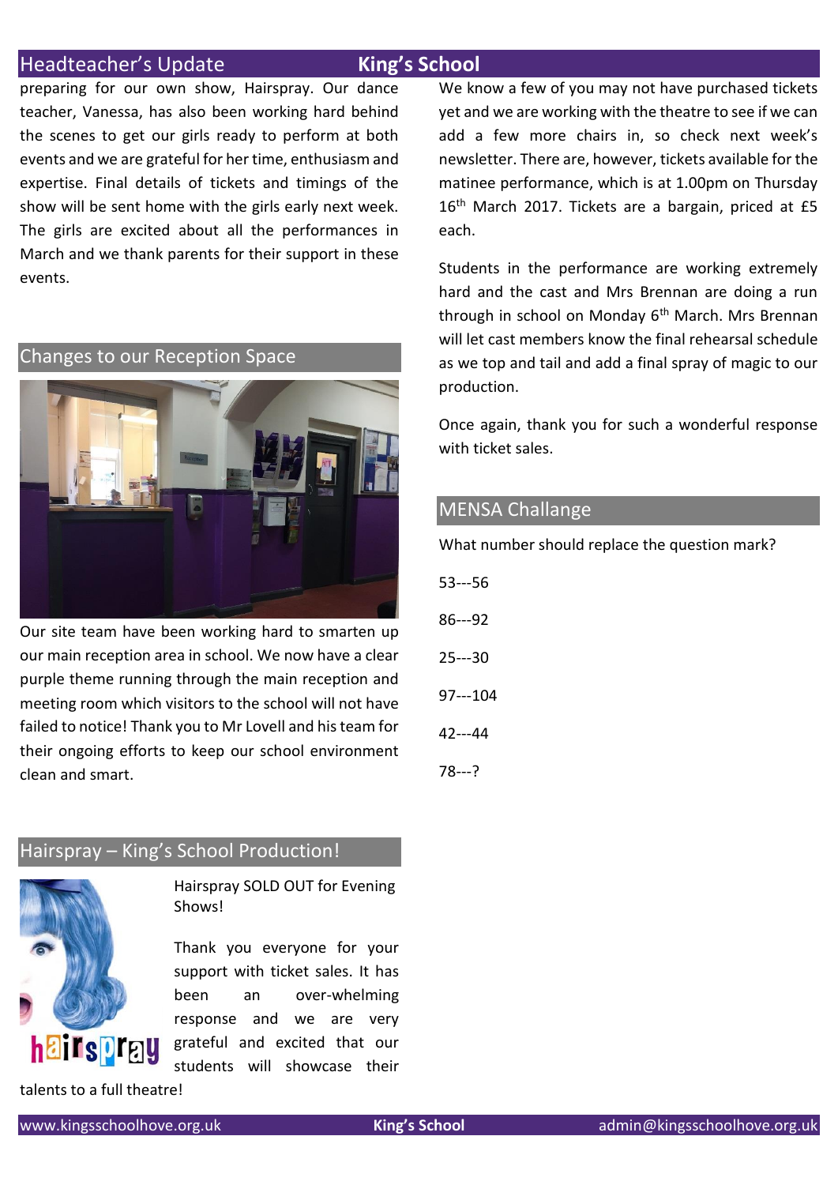## Headteacher's Update

preparing for our own show, Hairspray. Our dance teacher, Vanessa, has also been working hard behind the scenes to get our girls ready to perform at both events and we are grateful for her time, enthusiasm and expertise. Final details of tickets and timings of the show will be sent home with the girls early next week. The girls are excited about all the performances in March and we thank parents for their support in these events.

## Changes to our Reception Space

Our site team have been working hard to smarten up our main reception area in school. We now have a clear purple theme running through the main reception and meeting room which visitors to the school will not have failed to notice! Thank you to Mr Lovell and his team for their ongoing efforts to keep our school environment clean and smart.

## Hairspray – King's School Production!

Hairspray SOLD OUT for Evening Shows!

Thank you everyone for your support with ticket sales. It has been an over-whelming response and we are very grateful and excited that our students will showcase their talents to a full theatre!

We know a few of you may not have purchased tickets yet and we are working with the theatre to see if we can add a few more chairs in, so check next week's newsletter. There are, however, tickets available for the matinee performance, which is at 1.00pm on Thursday 16th March 2017. Tickets are a bargain, priced at £5 each.

Students in the performance are working extremely hard and the cast and Mrs Brennan are doing a run through in school on Monday 6th March. Mrs Brennan will let cast members know the final rehearsal schedule as we top and tail and add a final spray of magic to our production.

Once again, thank you for such a wonderful response with ticket sales.

## MENSA Challange

What number should replace the question mark?

53---56

86---92

25---30

97---104

42---44

78---?